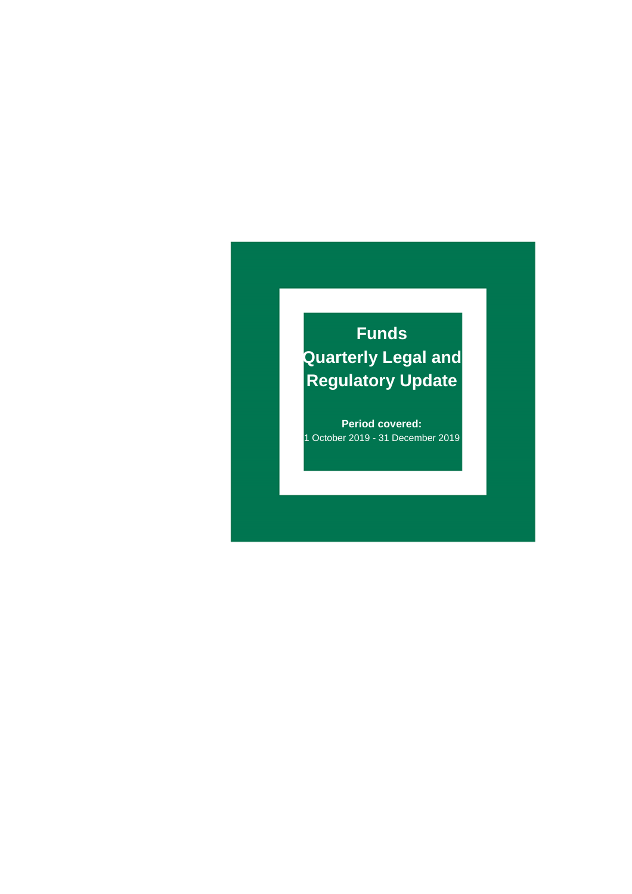# Funds Quarterly Legal and Regulatory Update

**Period covered:**
1 October 2019 - 31 December 2019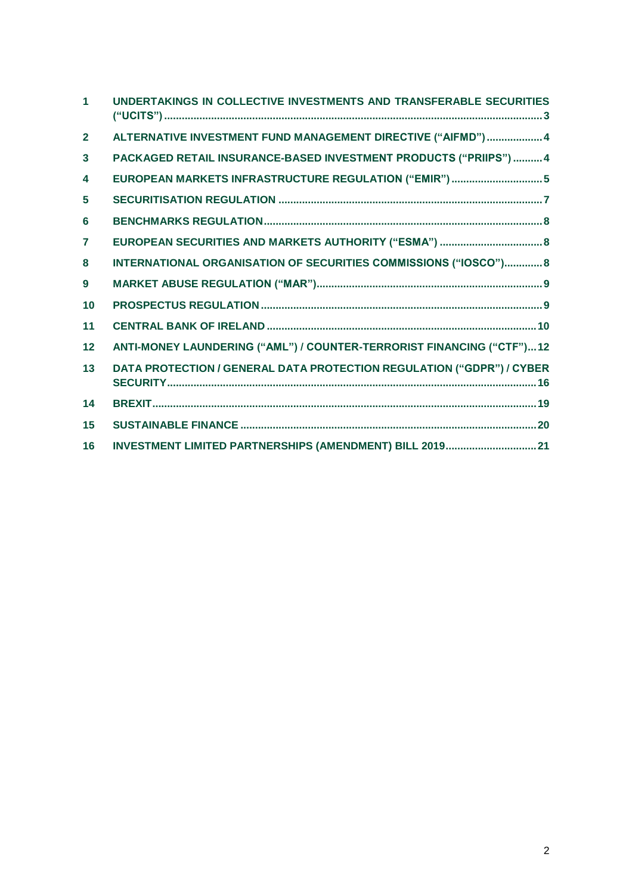| | | |
|---|---|---|
| 1 | UNDERTAKINGS IN COLLECTIVE INVESTMENTS AND TRANSFERABLE SECURITIES ("UCITS") | 3 |
| 2 | ALTERNATIVE INVESTMENT FUND MANAGEMENT DIRECTIVE ("AIFMD") | 4 |
| 3 | PACKAGED RETAIL INSURANCE-BASED INVESTMENT PRODUCTS ("PRIIPS") | 4 |
| 4 | EUROPEAN MARKETS INFRASTRUCTURE REGULATION ("EMIR") | 5 |
| 5 | SECURITISATION REGULATION | 7 |
| 6 | BENCHMARKS REGULATION | 8 |
| 7 | EUROPEAN SECURITIES AND MARKETS AUTHORITY ("ESMA") | 8 |
| 8 | INTERNATIONAL ORGANISATION OF SECURITIES COMMISSIONS ("IOSCO") | 8 |
| 9 | MARKET ABUSE REGULATION ("MAR") | 9 |
| 10 | PROSPECTUS REGULATION | 9 |
| 11 | CENTRAL BANK OF IRELAND | 10 |
| 12 | ANTI-MONEY LAUNDERING ("AML") / COUNTER-TERRORIST FINANCING ("CTF") | 12 |
| 13 | DATA PROTECTION / GENERAL DATA PROTECTION REGULATION ("GDPR") / CYBER SECURITY | 16 |
| 14 | BREXIT | 19 |
| 15 | SUSTAINABLE FINANCE | 20 |
| 16 | INVESTMENT LIMITED PARTNERSHIPS (AMENDMENT) BILL 2019 | 21 |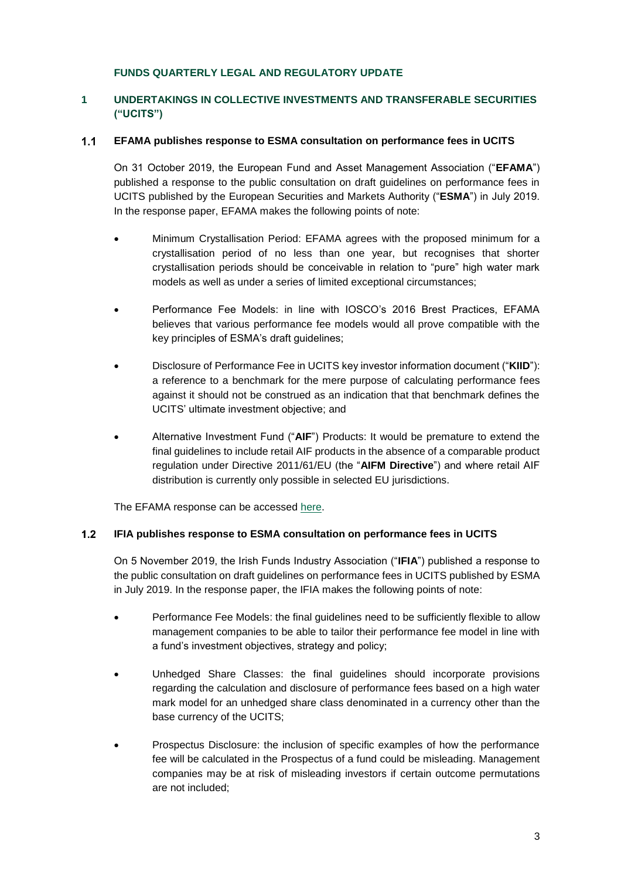## FUNDS QUARTERLY LEGAL AND REGULATORY UPDATE

## 1 UNDERTAKINGS IN COLLECTIVE INVESTMENTS AND TRANSFERABLE SECURITIES ("UCITS")

### 1.1 EFAMA publishes response to ESMA consultation on performance fees in UCITS

On 31 October 2019, the European Fund and Asset Management Association ("**EFAMA**") published a response to the public consultation on draft guidelines on performance fees in UCITS published by the European Securities and Markets Authority ("**ESMA**") in July 2019. In the response paper, EFAMA makes the following points of note:

- Minimum Crystallisation Period: EFAMA agrees with the proposed minimum for a crystallisation period of no less than one year, but recognises that shorter crystallisation periods should be conceivable in relation to "pure" high water mark models as well as under a series of limited exceptional circumstances;
- Performance Fee Models: in line with IOSCO's 2016 Brest Practices, EFAMA believes that various performance fee models would all prove compatible with the key principles of ESMA's draft guidelines;
- Disclosure of Performance Fee in UCITS key investor information document ("**KIID**"): a reference to a benchmark for the mere purpose of calculating performance fees against it should not be construed as an indication that that benchmark defines the UCITS' ultimate investment objective; and
- Alternative Investment Fund ("**AIF**") Products: It would be premature to extend the final guidelines to include retail AIF products in the absence of a comparable product regulation under Directive 2011/61/EU (the "**AIFM Directive**") and where retail AIF distribution is currently only possible in selected EU jurisdictions.

The EFAMA response can be accessed here.

### 1.2 IFIA publishes response to ESMA consultation on performance fees in UCITS

On 5 November 2019, the Irish Funds Industry Association ("**IFIA**") published a response to the public consultation on draft guidelines on performance fees in UCITS published by ESMA in July 2019. In the response paper, the IFIA makes the following points of note:

- Performance Fee Models: the final guidelines need to be sufficiently flexible to allow management companies to be able to tailor their performance fee model in line with a fund's investment objectives, strategy and policy;
- Unhedged Share Classes: the final guidelines should incorporate provisions regarding the calculation and disclosure of performance fees based on a high water mark model for an unhedged share class denominated in a currency other than the base currency of the UCITS;
- Prospectus Disclosure: the inclusion of specific examples of how the performance fee will be calculated in the Prospectus of a fund could be misleading. Management companies may be at risk of misleading investors if certain outcome permutations are not included;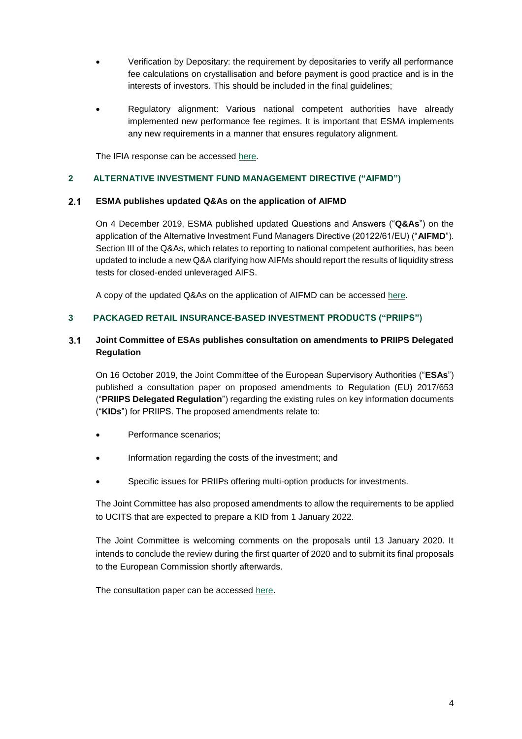- Verification by Depositary: the requirement by depositaries to verify all performance fee calculations on crystallisation and before payment is good practice and is in the interests of investors. This should be included in the final guidelines;
- Regulatory alignment: Various national competent authorities have already implemented new performance fee regimes. It is important that ESMA implements any new requirements in a manner that ensures regulatory alignment.

The IFIA response can be accessed here.

## 2 ALTERNATIVE INVESTMENT FUND MANAGEMENT DIRECTIVE ("AIFMD")

### 2.1 ESMA publishes updated Q&As on the application of AIFMD

On 4 December 2019, ESMA published updated Questions and Answers ("**Q&As**") on the application of the Alternative Investment Fund Managers Directive (20122/61/EU) ("**AIFMD**"). Section III of the Q&As, which relates to reporting to national competent authorities, has been updated to include a new Q&A clarifying how AIFMs should report the results of liquidity stress tests for closed-ended unleveraged AIFS.

A copy of the updated Q&As on the application of AIFMD can be accessed here.

## 3 PACKAGED RETAIL INSURANCE-BASED INVESTMENT PRODUCTS ("PRIIPS")

### 3.1 Joint Committee of ESAs publishes consultation on amendments to PRIIPS Delegated Regulation

On 16 October 2019, the Joint Committee of the European Supervisory Authorities ("**ESAs**") published a consultation paper on proposed amendments to Regulation (EU) 2017/653 ("**PRIIPS Delegated Regulation**") regarding the existing rules on key information documents ("**KIDs**") for PRIIPS. The proposed amendments relate to:

- Performance scenarios;
- Information regarding the costs of the investment; and
- Specific issues for PRIIPs offering multi-option products for investments.

The Joint Committee has also proposed amendments to allow the requirements to be applied to UCITS that are expected to prepare a KID from 1 January 2022.

The Joint Committee is welcoming comments on the proposals until 13 January 2020. It intends to conclude the review during the first quarter of 2020 and to submit its final proposals to the European Commission shortly afterwards.

The consultation paper can be accessed here.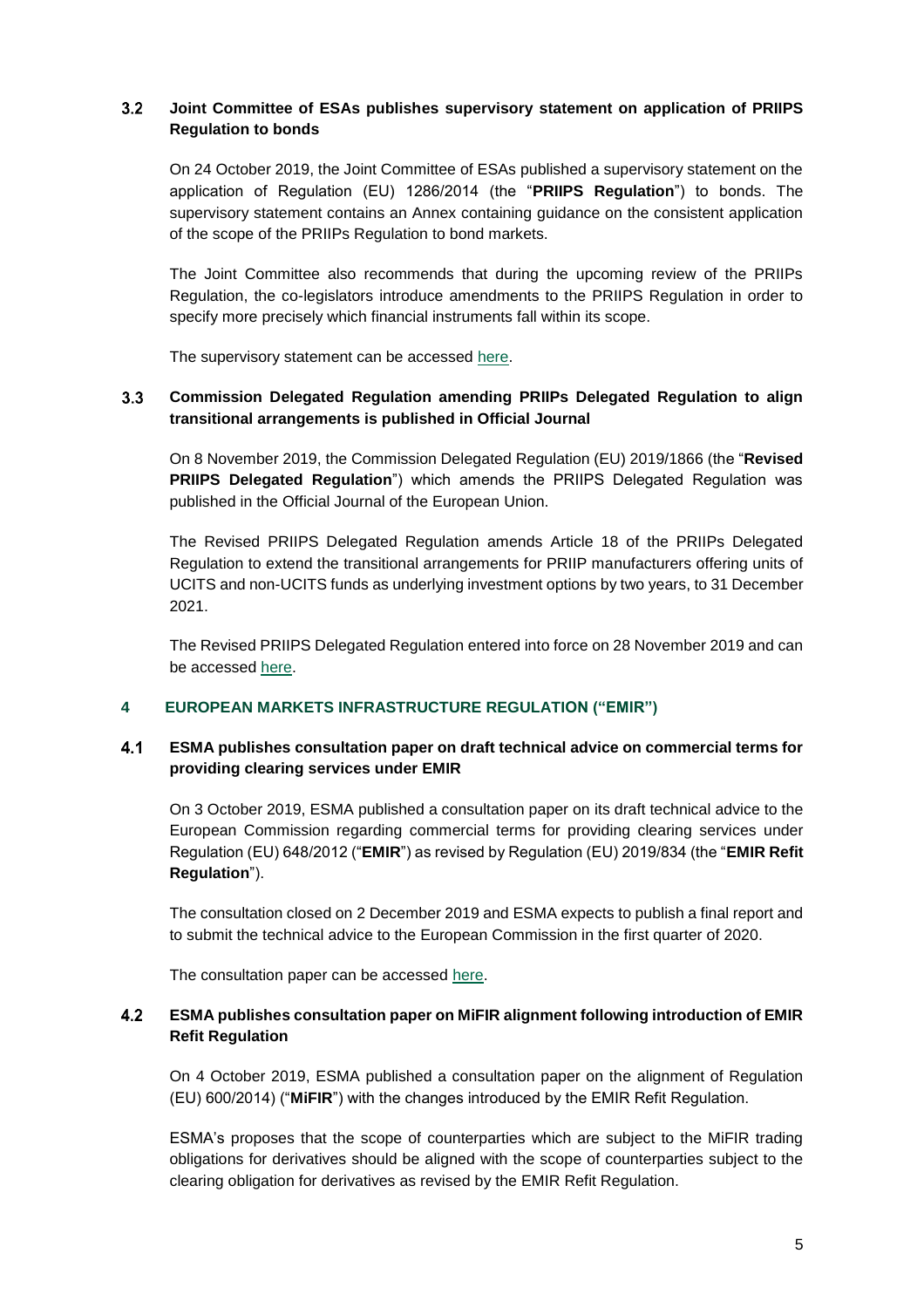### 3.2 Joint Committee of ESAs publishes supervisory statement on application of PRIIPS Regulation to bonds

On 24 October 2019, the Joint Committee of ESAs published a supervisory statement on the application of Regulation (EU) 1286/2014 (the "**PRIIPS Regulation**") to bonds. The supervisory statement contains an Annex containing guidance on the consistent application of the scope of the PRIIPs Regulation to bond markets.

The Joint Committee also recommends that during the upcoming review of the PRIIPs Regulation, the co-legislators introduce amendments to the PRIIPS Regulation in order to specify more precisely which financial instruments fall within its scope.

The supervisory statement can be accessed here.

### 3.3 Commission Delegated Regulation amending PRIIPs Delegated Regulation to align transitional arrangements is published in Official Journal

On 8 November 2019, the Commission Delegated Regulation (EU) 2019/1866 (the "**Revised PRIIPS Delegated Regulation**") which amends the PRIIPS Delegated Regulation was published in the Official Journal of the European Union.

The Revised PRIIPS Delegated Regulation amends Article 18 of the PRIIPs Delegated Regulation to extend the transitional arrangements for PRIIP manufacturers offering units of UCITS and non-UCITS funds as underlying investment options by two years, to 31 December 2021.

The Revised PRIIPS Delegated Regulation entered into force on 28 November 2019 and can be accessed here.

## 4 EUROPEAN MARKETS INFRASTRUCTURE REGULATION ("EMIR")

### 4.1 ESMA publishes consultation paper on draft technical advice on commercial terms for providing clearing services under EMIR

On 3 October 2019, ESMA published a consultation paper on its draft technical advice to the European Commission regarding commercial terms for providing clearing services under Regulation (EU) 648/2012 ("**EMIR**") as revised by Regulation (EU) 2019/834 (the "**EMIR Refit Regulation**").

The consultation closed on 2 December 2019 and ESMA expects to publish a final report and to submit the technical advice to the European Commission in the first quarter of 2020.

The consultation paper can be accessed here.

### 4.2 ESMA publishes consultation paper on MiFIR alignment following introduction of EMIR Refit Regulation

On 4 October 2019, ESMA published a consultation paper on the alignment of Regulation (EU) 600/2014) ("**MiFIR**") with the changes introduced by the EMIR Refit Regulation.

ESMA's proposes that the scope of counterparties which are subject to the MiFIR trading obligations for derivatives should be aligned with the scope of counterparties subject to the clearing obligation for derivatives as revised by the EMIR Refit Regulation.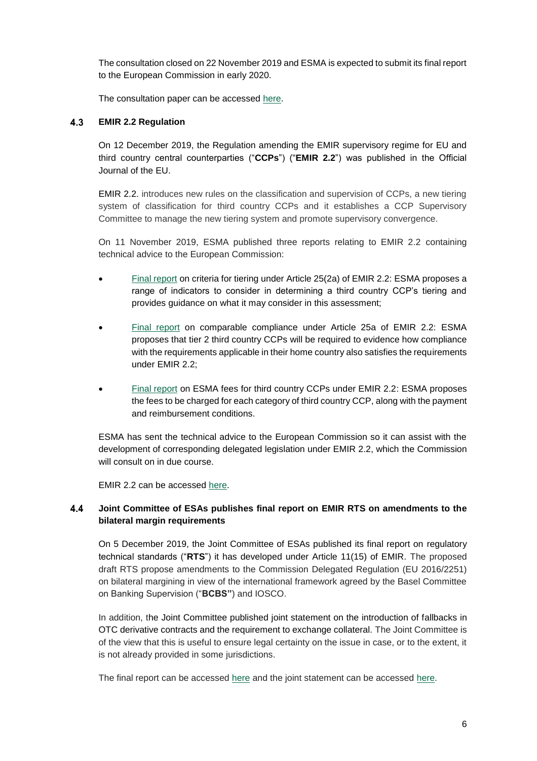The consultation closed on 22 November 2019 and ESMA is expected to submit its final report to the European Commission in early 2020.

The consultation paper can be accessed here.

### 4.3 EMIR 2.2 Regulation

On 12 December 2019, the Regulation amending the EMIR supervisory regime for EU and third country central counterparties ("**CCPs**") ("**EMIR 2.2**") was published in the Official Journal of the EU.

EMIR 2.2. introduces new rules on the classification and supervision of CCPs, a new tiering system of classification for third country CCPs and it establishes a CCP Supervisory Committee to manage the new tiering system and promote supervisory convergence.

On 11 November 2019, ESMA published three reports relating to EMIR 2.2 containing technical advice to the European Commission:

- Final report on criteria for tiering under Article 25(2a) of EMIR 2.2: ESMA proposes a range of indicators to consider in determining a third country CCP's tiering and provides guidance on what it may consider in this assessment;
- Final report on comparable compliance under Article 25a of EMIR 2.2: ESMA proposes that tier 2 third country CCPs will be required to evidence how compliance with the requirements applicable in their home country also satisfies the requirements under EMIR 2.2;
- Final report on ESMA fees for third country CCPs under EMIR 2.2: ESMA proposes the fees to be charged for each category of third country CCP, along with the payment and reimbursement conditions.

ESMA has sent the technical advice to the European Commission so it can assist with the development of corresponding delegated legislation under EMIR 2.2, which the Commission will consult on in due course.

EMIR 2.2 can be accessed here.

### 4.4 Joint Committee of ESAs publishes final report on EMIR RTS on amendments to the bilateral margin requirements

On 5 December 2019, the Joint Committee of ESAs published its final report on regulatory technical standards ("**RTS**") it has developed under Article 11(15) of EMIR. The proposed draft RTS propose amendments to the Commission Delegated Regulation (EU 2016/2251) on bilateral margining in view of the international framework agreed by the Basel Committee on Banking Supervision ("**BCBS"**) and IOSCO.

In addition, the Joint Committee published joint statement on the introduction of fallbacks in OTC derivative contracts and the requirement to exchange collateral. The Joint Committee is of the view that this is useful to ensure legal certainty on the issue in case, or to the extent, it is not already provided in some jurisdictions.

The final report can be accessed here and the joint statement can be accessed here.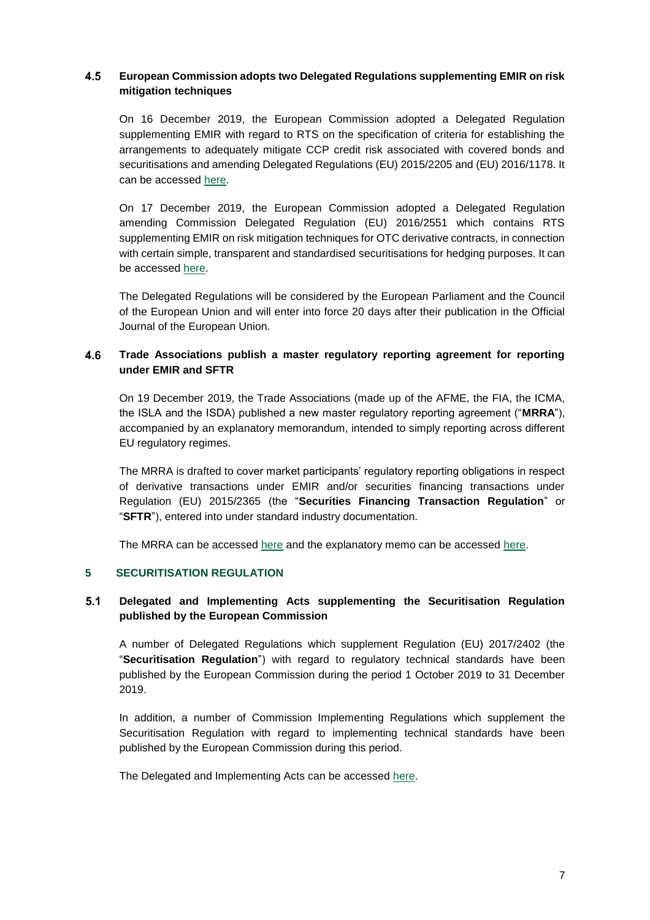### 4.5 European Commission adopts two Delegated Regulations supplementing EMIR on risk mitigation techniques

On 16 December 2019, the European Commission adopted a Delegated Regulation supplementing EMIR with regard to RTS on the specification of criteria for establishing the arrangements to adequately mitigate CCP credit risk associated with covered bonds and securitisations and amending Delegated Regulations (EU) 2015/2205 and (EU) 2016/1178. It can be accessed here.

On 17 December 2019, the European Commission adopted a Delegated Regulation amending Commission Delegated Regulation (EU) 2016/2551 which contains RTS supplementing EMIR on risk mitigation techniques for OTC derivative contracts, in connection with certain simple, transparent and standardised securitisations for hedging purposes. It can be accessed here.

The Delegated Regulations will be considered by the European Parliament and the Council of the European Union and will enter into force 20 days after their publication in the Official Journal of the European Union.

### 4.6 Trade Associations publish a master regulatory reporting agreement for reporting under EMIR and SFTR

On 19 December 2019, the Trade Associations (made up of the AFME, the FIA, the ICMA, the ISLA and the ISDA) published a new master regulatory reporting agreement ("**MRRA**"), accompanied by an explanatory memorandum, intended to simply reporting across different EU regulatory regimes.

The MRRA is drafted to cover market participants' regulatory reporting obligations in respect of derivative transactions under EMIR and/or securities financing transactions under Regulation (EU) 2015/2365 (the "**Securities Financing Transaction Regulation**" or "**SFTR**"), entered into under standard industry documentation.

The MRRA can be accessed here and the explanatory memo can be accessed here.

## 5 SECURITISATION REGULATION

### 5.1 Delegated and Implementing Acts supplementing the Securitisation Regulation published by the European Commission

A number of Delegated Regulations which supplement Regulation (EU) 2017/2402 (the "**Securitisation Regulation**") with regard to regulatory technical standards have been published by the European Commission during the period 1 October 2019 to 31 December 2019.

In addition, a number of Commission Implementing Regulations which supplement the Securitisation Regulation with regard to implementing technical standards have been published by the European Commission during this period.

The Delegated and Implementing Acts can be accessed here.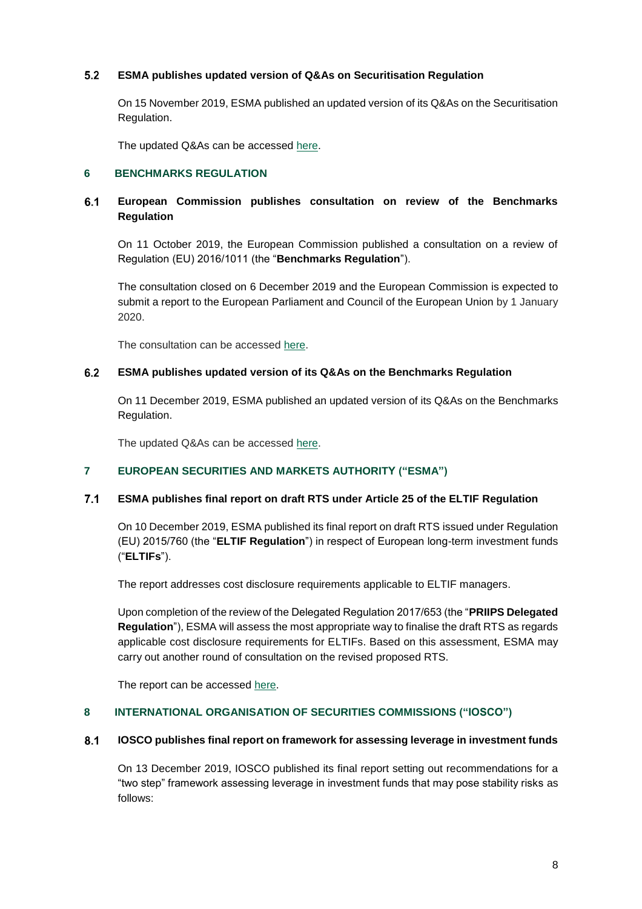### 5.2 ESMA publishes updated version of Q&As on Securitisation Regulation

On 15 November 2019, ESMA published an updated version of its Q&As on the Securitisation Regulation.

The updated Q&As can be accessed here.

## 6 BENCHMARKS REGULATION

### 6.1 European Commission publishes consultation on review of the Benchmarks Regulation

On 11 October 2019, the European Commission published a consultation on a review of Regulation (EU) 2016/1011 (the "**Benchmarks Regulation**").

The consultation closed on 6 December 2019 and the European Commission is expected to submit a report to the European Parliament and Council of the European Union by 1 January 2020.

The consultation can be accessed here.

### 6.2 ESMA publishes updated version of its Q&As on the Benchmarks Regulation

On 11 December 2019, ESMA published an updated version of its Q&As on the Benchmarks Regulation.

The updated Q&As can be accessed here.

## 7 EUROPEAN SECURITIES AND MARKETS AUTHORITY ("ESMA")

### 7.1 ESMA publishes final report on draft RTS under Article 25 of the ELTIF Regulation

On 10 December 2019, ESMA published its final report on draft RTS issued under Regulation (EU) 2015/760 (the "**ELTIF Regulation**") in respect of European long-term investment funds ("**ELTIFs**").

The report addresses cost disclosure requirements applicable to ELTIF managers.

Upon completion of the review of the Delegated Regulation 2017/653 (the "**PRIIPS Delegated Regulation**"), ESMA will assess the most appropriate way to finalise the draft RTS as regards applicable cost disclosure requirements for ELTIFs. Based on this assessment, ESMA may carry out another round of consultation on the revised proposed RTS.

The report can be accessed here.

## 8 INTERNATIONAL ORGANISATION OF SECURITIES COMMISSIONS ("IOSCO")

### 8.1 IOSCO publishes final report on framework for assessing leverage in investment funds

On 13 December 2019, IOSCO published its final report setting out recommendations for a "two step" framework assessing leverage in investment funds that may pose stability risks as follows: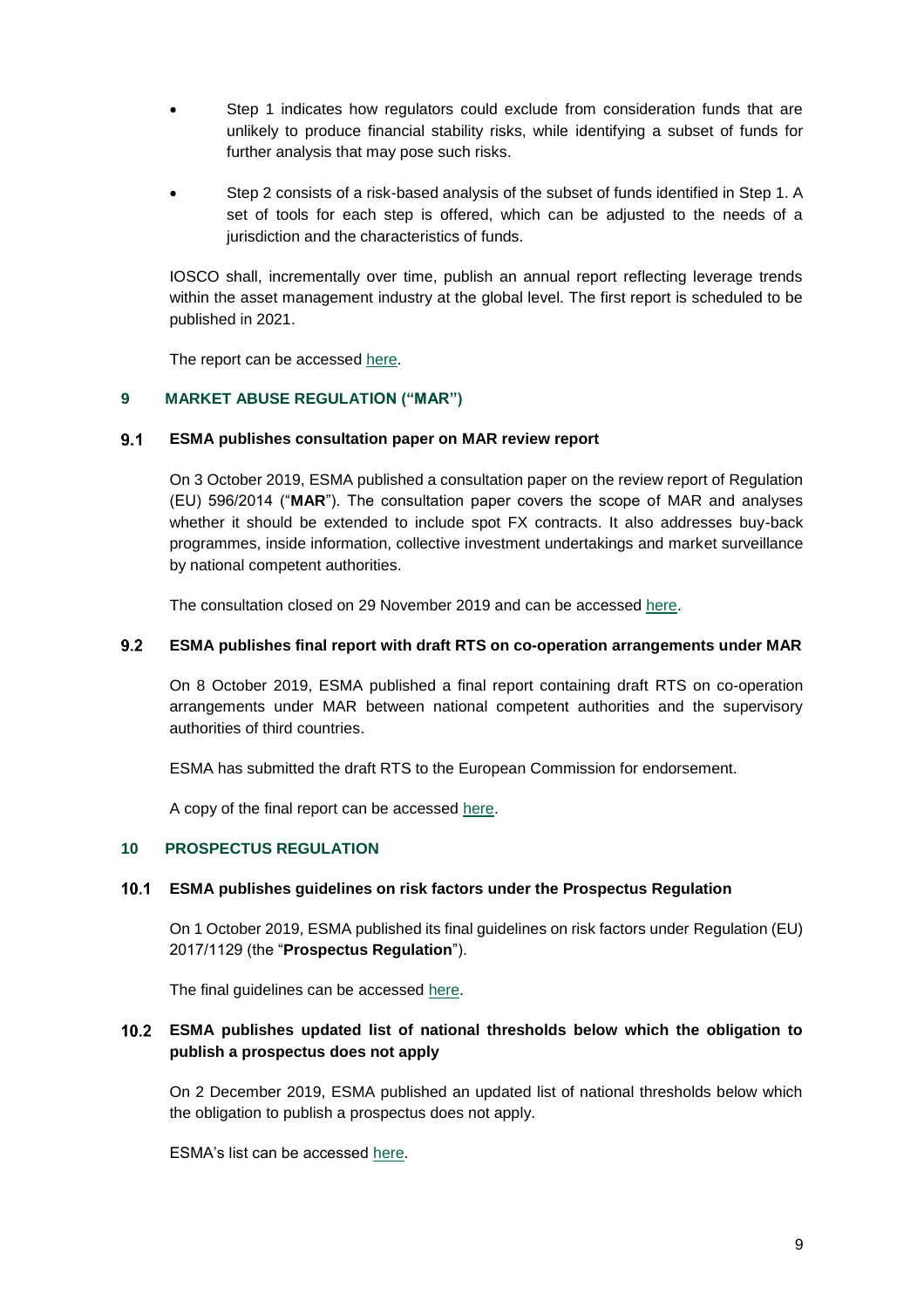- Step 1 indicates how regulators could exclude from consideration funds that are unlikely to produce financial stability risks, while identifying a subset of funds for further analysis that may pose such risks.
- Step 2 consists of a risk-based analysis of the subset of funds identified in Step 1. A set of tools for each step is offered, which can be adjusted to the needs of a jurisdiction and the characteristics of funds.

IOSCO shall, incrementally over time, publish an annual report reflecting leverage trends within the asset management industry at the global level. The first report is scheduled to be published in 2021.

The report can be accessed here.

## 9 MARKET ABUSE REGULATION ("MAR")

### 9.1 ESMA publishes consultation paper on MAR review report

On 3 October 2019, ESMA published a consultation paper on the review report of Regulation (EU) 596/2014 ("**MAR**"). The consultation paper covers the scope of MAR and analyses whether it should be extended to include spot FX contracts. It also addresses buy-back programmes, inside information, collective investment undertakings and market surveillance by national competent authorities.

The consultation closed on 29 November 2019 and can be accessed here.

### 9.2 ESMA publishes final report with draft RTS on co-operation arrangements under MAR

On 8 October 2019, ESMA published a final report containing draft RTS on co-operation arrangements under MAR between national competent authorities and the supervisory authorities of third countries.

ESMA has submitted the draft RTS to the European Commission for endorsement.

A copy of the final report can be accessed here.

## 10 PROSPECTUS REGULATION

### 10.1 ESMA publishes guidelines on risk factors under the Prospectus Regulation

On 1 October 2019, ESMA published its final guidelines on risk factors under Regulation (EU) 2017/1129 (the "**Prospectus Regulation**").

The final guidelines can be accessed here.

### 10.2 ESMA publishes updated list of national thresholds below which the obligation to publish a prospectus does not apply

On 2 December 2019, ESMA published an updated list of national thresholds below which the obligation to publish a prospectus does not apply.

ESMA's list can be accessed here.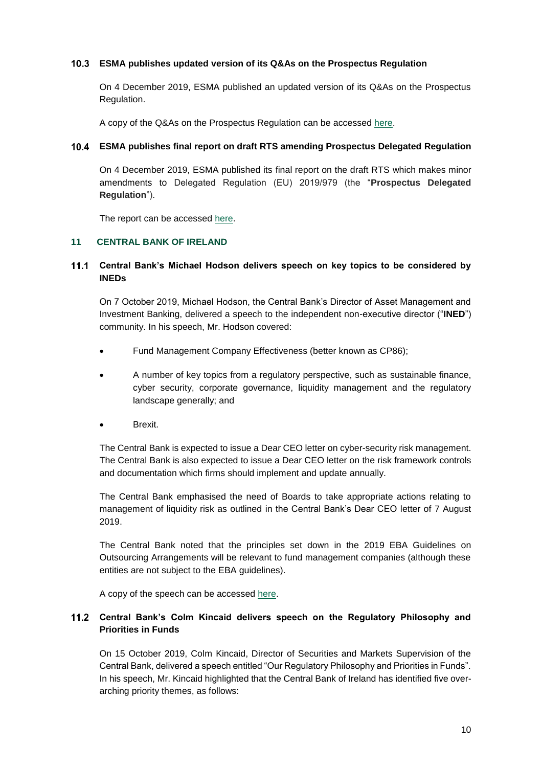### 10.3 ESMA publishes updated version of its Q&As on the Prospectus Regulation

On 4 December 2019, ESMA published an updated version of its Q&As on the Prospectus Regulation.

A copy of the Q&As on the Prospectus Regulation can be accessed here.

### 10.4 ESMA publishes final report on draft RTS amending Prospectus Delegated Regulation

On 4 December 2019, ESMA published its final report on the draft RTS which makes minor amendments to Delegated Regulation (EU) 2019/979 (the "**Prospectus Delegated Regulation**").

The report can be accessed here.

## 11 CENTRAL BANK OF IRELAND

### 11.1 Central Bank's Michael Hodson delivers speech on key topics to be considered by INEDs

On 7 October 2019, Michael Hodson, the Central Bank's Director of Asset Management and Investment Banking, delivered a speech to the independent non-executive director ("**INED**") community. In his speech, Mr. Hodson covered:

- Fund Management Company Effectiveness (better known as CP86);
- A number of key topics from a regulatory perspective, such as sustainable finance, cyber security, corporate governance, liquidity management and the regulatory landscape generally; and
- Brexit.

The Central Bank is expected to issue a Dear CEO letter on cyber-security risk management. The Central Bank is also expected to issue a Dear CEO letter on the risk framework controls and documentation which firms should implement and update annually.

The Central Bank emphasised the need of Boards to take appropriate actions relating to management of liquidity risk as outlined in the Central Bank's Dear CEO letter of 7 August 2019.

The Central Bank noted that the principles set down in the 2019 EBA Guidelines on Outsourcing Arrangements will be relevant to fund management companies (although these entities are not subject to the EBA guidelines).

A copy of the speech can be accessed here.

### 11.2 Central Bank's Colm Kincaid delivers speech on the Regulatory Philosophy and Priorities in Funds

On 15 October 2019, Colm Kincaid, Director of Securities and Markets Supervision of the Central Bank, delivered a speech entitled "Our Regulatory Philosophy and Priorities in Funds". In his speech, Mr. Kincaid highlighted that the Central Bank of Ireland has identified five over-arching priority themes, as follows: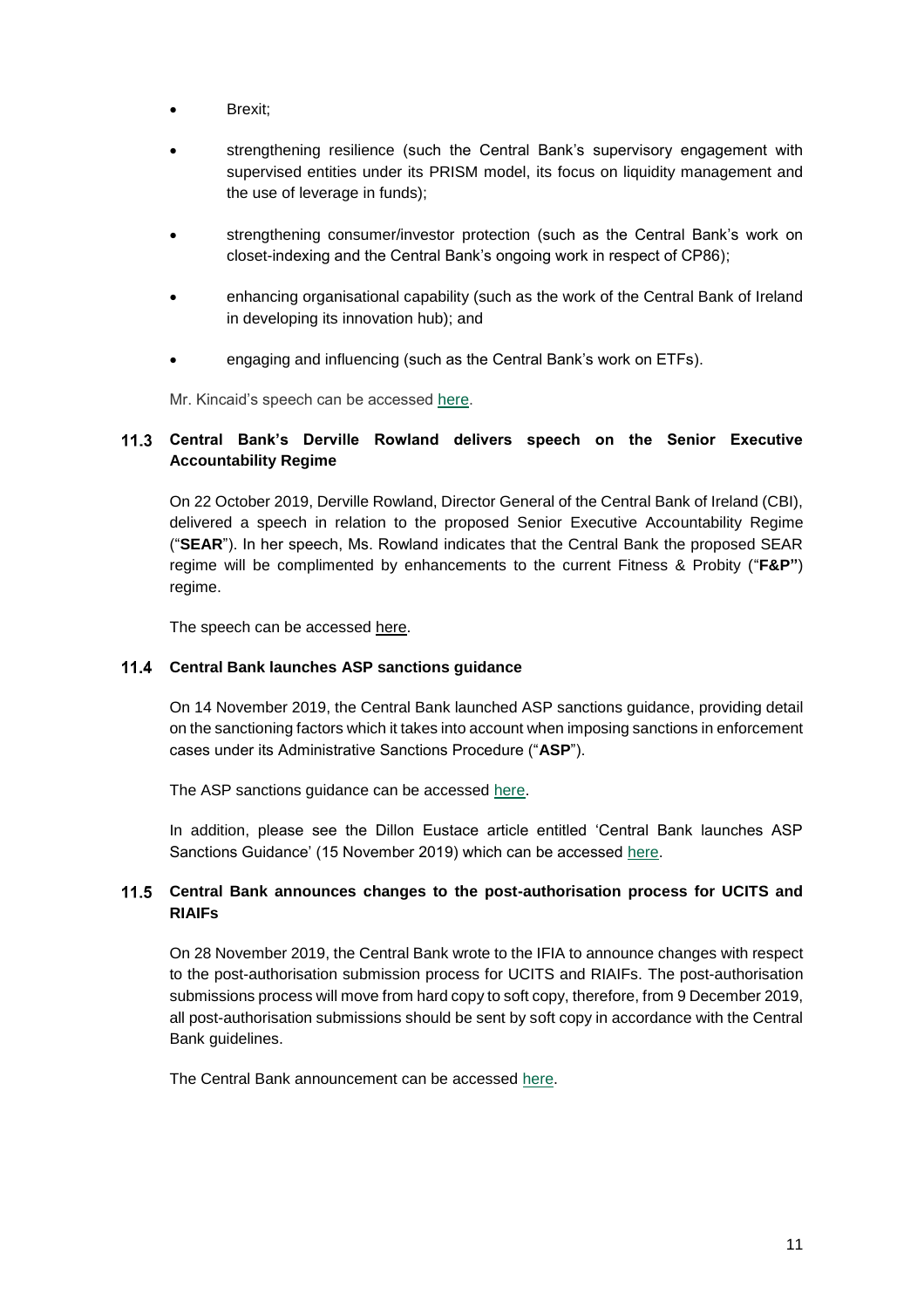- Brexit;
- strengthening resilience (such the Central Bank's supervisory engagement with supervised entities under its PRISM model, its focus on liquidity management and the use of leverage in funds);
- strengthening consumer/investor protection (such as the Central Bank's work on closet-indexing and the Central Bank's ongoing work in respect of CP86);
- enhancing organisational capability (such as the work of the Central Bank of Ireland in developing its innovation hub); and
- engaging and influencing (such as the Central Bank's work on ETFs).

Mr. Kincaid's speech can be accessed here.

### 11.3 Central Bank's Derville Rowland delivers speech on the Senior Executive Accountability Regime

On 22 October 2019, Derville Rowland, Director General of the Central Bank of Ireland (CBI), delivered a speech in relation to the proposed Senior Executive Accountability Regime ("**SEAR**"). In her speech, Ms. Rowland indicates that the Central Bank the proposed SEAR regime will be complimented by enhancements to the current Fitness & Probity ("**F&P"**) regime.

The speech can be accessed here.

### 11.4 Central Bank launches ASP sanctions guidance

On 14 November 2019, the Central Bank launched ASP sanctions guidance, providing detail on the sanctioning factors which it takes into account when imposing sanctions in enforcement cases under its Administrative Sanctions Procedure ("**ASP**").

The ASP sanctions guidance can be accessed here.

In addition, please see the Dillon Eustace article entitled 'Central Bank launches ASP Sanctions Guidance' (15 November 2019) which can be accessed here.

### 11.5 Central Bank announces changes to the post-authorisation process for UCITS and RIAIFs

On 28 November 2019, the Central Bank wrote to the IFIA to announce changes with respect to the post-authorisation submission process for UCITS and RIAIFs. The post-authorisation submissions process will move from hard copy to soft copy, therefore, from 9 December 2019, all post-authorisation submissions should be sent by soft copy in accordance with the Central Bank guidelines.

The Central Bank announcement can be accessed here.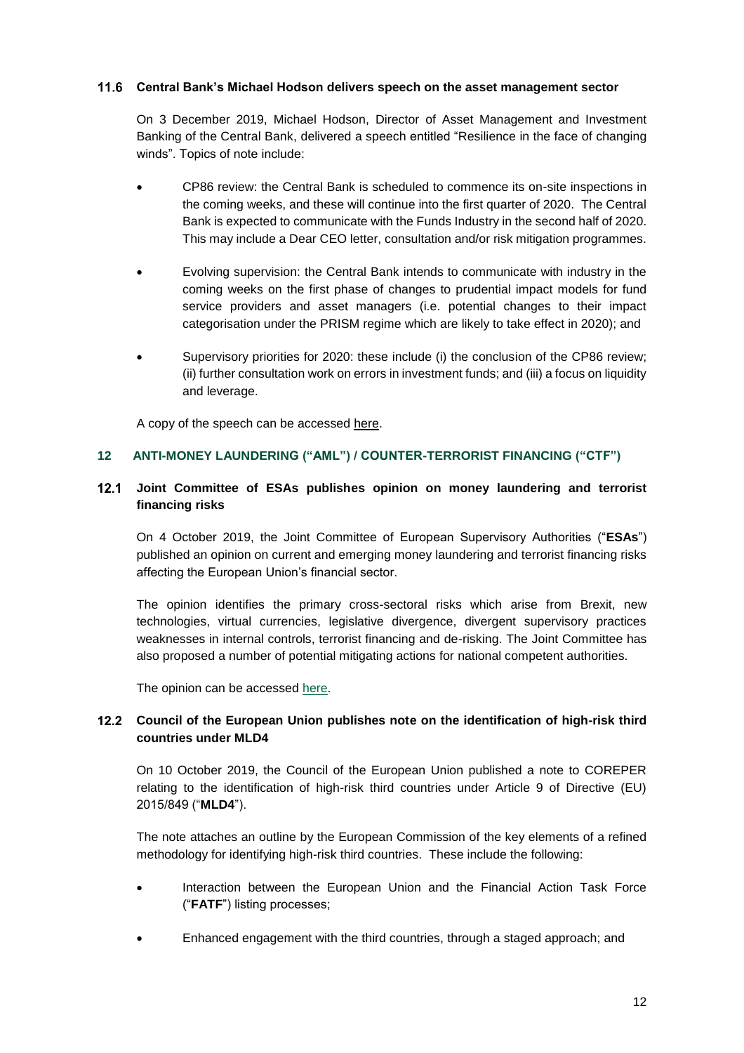### 11.6 Central Bank's Michael Hodson delivers speech on the asset management sector

On 3 December 2019, Michael Hodson, Director of Asset Management and Investment Banking of the Central Bank, delivered a speech entitled "Resilience in the face of changing winds". Topics of note include:

- CP86 review: the Central Bank is scheduled to commence its on-site inspections in the coming weeks, and these will continue into the first quarter of 2020. The Central Bank is expected to communicate with the Funds Industry in the second half of 2020. This may include a Dear CEO letter, consultation and/or risk mitigation programmes.
- Evolving supervision: the Central Bank intends to communicate with industry in the coming weeks on the first phase of changes to prudential impact models for fund service providers and asset managers (i.e. potential changes to their impact categorisation under the PRISM regime which are likely to take effect in 2020); and
- Supervisory priorities for 2020: these include (i) the conclusion of the CP86 review; (ii) further consultation work on errors in investment funds; and (iii) a focus on liquidity and leverage.

A copy of the speech can be accessed here.

## 12 ANTI-MONEY LAUNDERING ("AML") / COUNTER-TERRORIST FINANCING ("CTF")

### 12.1 Joint Committee of ESAs publishes opinion on money laundering and terrorist financing risks

On 4 October 2019, the Joint Committee of European Supervisory Authorities ("**ESAs**") published an opinion on current and emerging money laundering and terrorist financing risks affecting the European Union's financial sector.

The opinion identifies the primary cross-sectoral risks which arise from Brexit, new technologies, virtual currencies, legislative divergence, divergent supervisory practices weaknesses in internal controls, terrorist financing and de-risking. The Joint Committee has also proposed a number of potential mitigating actions for national competent authorities.

The opinion can be accessed here.

### 12.2 Council of the European Union publishes note on the identification of high-risk third countries under MLD4

On 10 October 2019, the Council of the European Union published a note to COREPER relating to the identification of high-risk third countries under Article 9 of Directive (EU) 2015/849 ("**MLD4**").

The note attaches an outline by the European Commission of the key elements of a refined methodology for identifying high-risk third countries. These include the following:

- Interaction between the European Union and the Financial Action Task Force ("**FATF**") listing processes;
- Enhanced engagement with the third countries, through a staged approach; and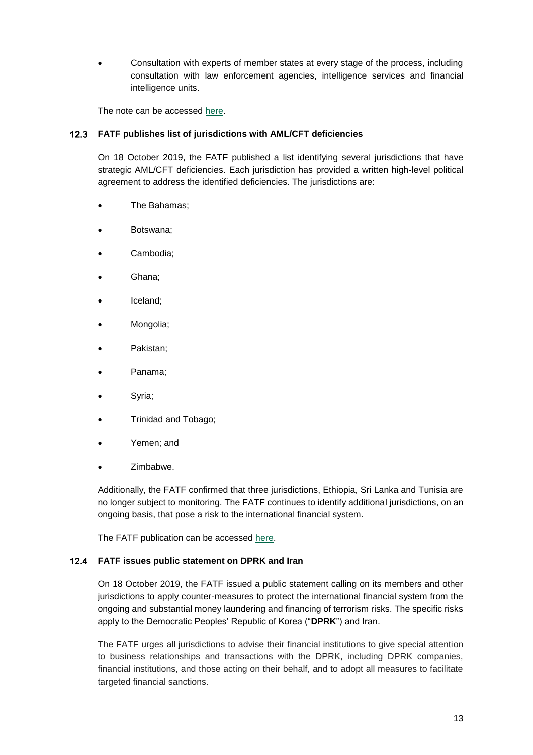- Consultation with experts of member states at every stage of the process, including consultation with law enforcement agencies, intelligence services and financial intelligence units.

The note can be accessed here.

### 12.3 FATF publishes list of jurisdictions with AML/CFT deficiencies

On 18 October 2019, the FATF published a list identifying several jurisdictions that have strategic AML/CFT deficiencies. Each jurisdiction has provided a written high-level political agreement to address the identified deficiencies. The jurisdictions are:

- The Bahamas;
- Botswana;
- Cambodia;
- Ghana;
- Iceland;
- Mongolia;
- Pakistan;
- Panama;
- Syria;
- Trinidad and Tobago;
- Yemen; and
- Zimbabwe.

Additionally, the FATF confirmed that three jurisdictions, Ethiopia, Sri Lanka and Tunisia are no longer subject to monitoring. The FATF continues to identify additional jurisdictions, on an ongoing basis, that pose a risk to the international financial system.

The FATF publication can be accessed here.

### 12.4 FATF issues public statement on DPRK and Iran

On 18 October 2019, the FATF issued a public statement calling on its members and other jurisdictions to apply counter-measures to protect the international financial system from the ongoing and substantial money laundering and financing of terrorism risks. The specific risks apply to the Democratic Peoples' Republic of Korea ("**DPRK**") and Iran.

The FATF urges all jurisdictions to advise their financial institutions to give special attention to business relationships and transactions with the DPRK, including DPRK companies, financial institutions, and those acting on their behalf, and to adopt all measures to facilitate targeted financial sanctions.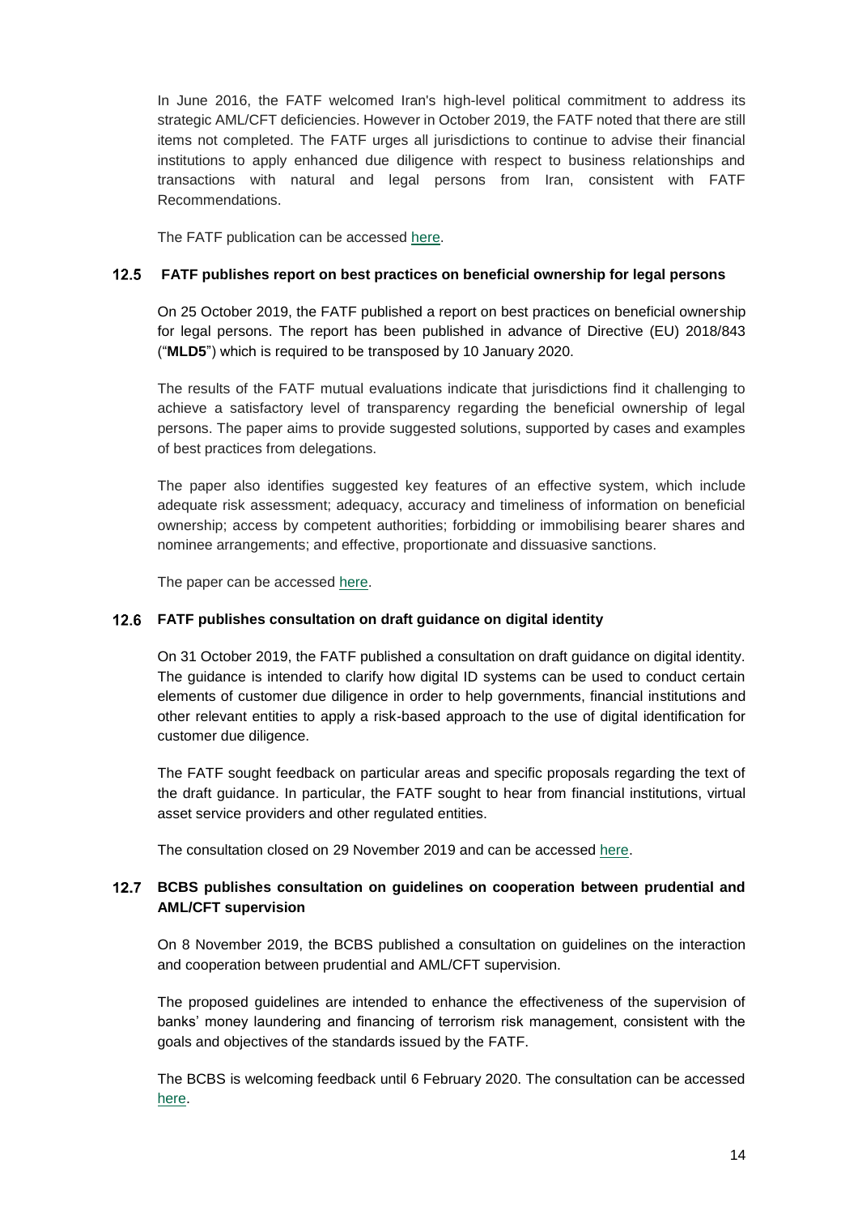In June 2016, the FATF welcomed Iran's high-level political commitment to address its strategic AML/CFT deficiencies. However in October 2019, the FATF noted that there are still items not completed. The FATF urges all jurisdictions to continue to advise their financial institutions to apply enhanced due diligence with respect to business relationships and transactions with natural and legal persons from Iran, consistent with FATF Recommendations.

The FATF publication can be accessed here.

### 12.5 FATF publishes report on best practices on beneficial ownership for legal persons

On 25 October 2019, the FATF published a report on best practices on beneficial ownership for legal persons. The report has been published in advance of Directive (EU) 2018/843 ("**MLD5**") which is required to be transposed by 10 January 2020.

The results of the FATF mutual evaluations indicate that jurisdictions find it challenging to achieve a satisfactory level of transparency regarding the beneficial ownership of legal persons. The paper aims to provide suggested solutions, supported by cases and examples of best practices from delegations.

The paper also identifies suggested key features of an effective system, which include adequate risk assessment; adequacy, accuracy and timeliness of information on beneficial ownership; access by competent authorities; forbidding or immobilising bearer shares and nominee arrangements; and effective, proportionate and dissuasive sanctions.

The paper can be accessed here.

### 12.6 FATF publishes consultation on draft guidance on digital identity

On 31 October 2019, the FATF published a consultation on draft guidance on digital identity. The guidance is intended to clarify how digital ID systems can be used to conduct certain elements of customer due diligence in order to help governments, financial institutions and other relevant entities to apply a risk-based approach to the use of digital identification for customer due diligence.

The FATF sought feedback on particular areas and specific proposals regarding the text of the draft guidance. In particular, the FATF sought to hear from financial institutions, virtual asset service providers and other regulated entities.

The consultation closed on 29 November 2019 and can be accessed here.

### 12.7 BCBS publishes consultation on guidelines on cooperation between prudential and AML/CFT supervision

On 8 November 2019, the BCBS published a consultation on guidelines on the interaction and cooperation between prudential and AML/CFT supervision.

The proposed guidelines are intended to enhance the effectiveness of the supervision of banks' money laundering and financing of terrorism risk management, consistent with the goals and objectives of the standards issued by the FATF.

The BCBS is welcoming feedback until 6 February 2020. The consultation can be accessed here.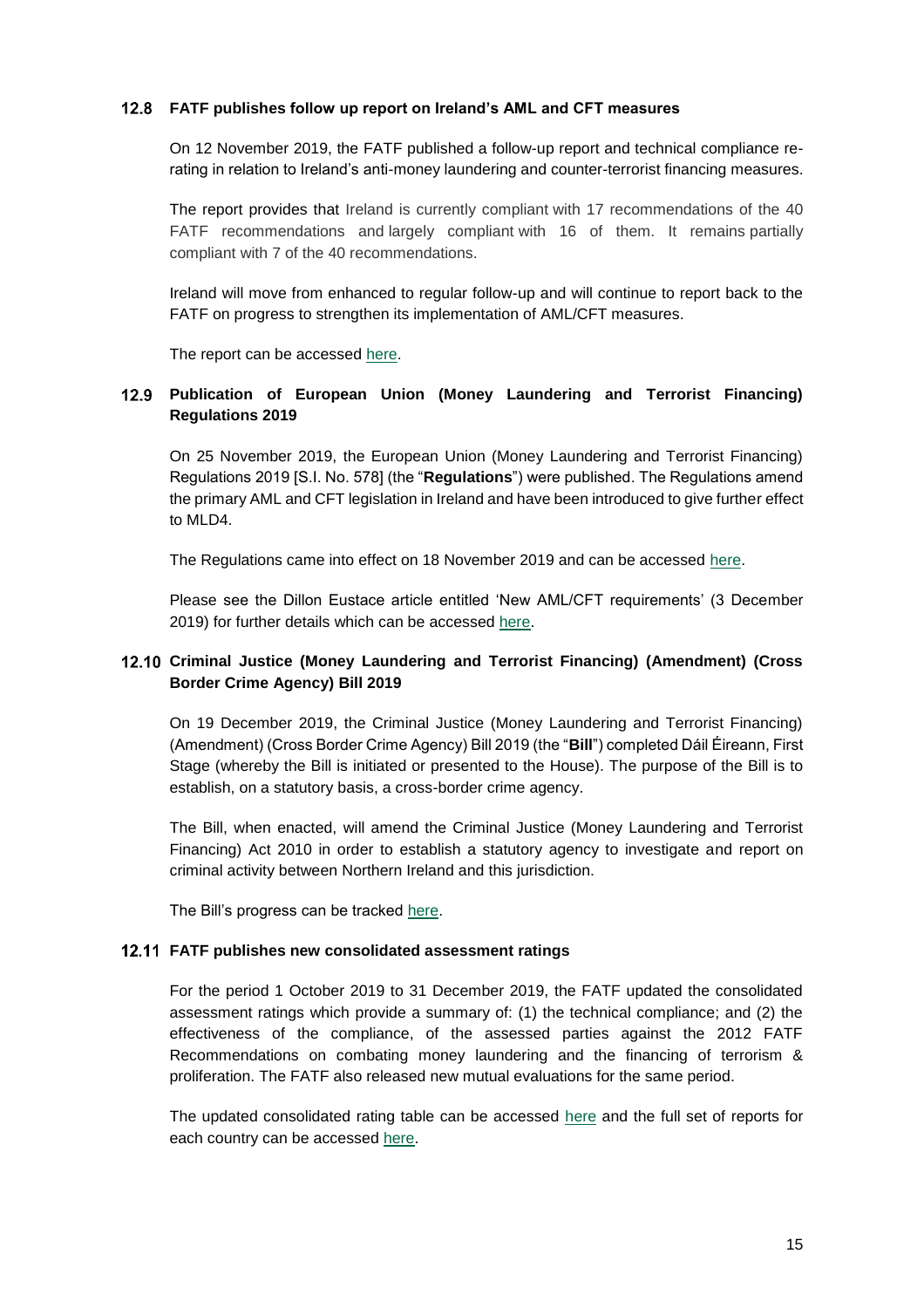### 12.8 FATF publishes follow up report on Ireland's AML and CFT measures

On 12 November 2019, the FATF published a follow-up report and technical compliance re-rating in relation to Ireland's anti-money laundering and counter-terrorist financing measures.

The report provides that Ireland is currently compliant with 17 recommendations of the 40 FATF recommendations and largely compliant with 16 of them. It remains partially compliant with 7 of the 40 recommendations.

Ireland will move from enhanced to regular follow-up and will continue to report back to the FATF on progress to strengthen its implementation of AML/CFT measures.

The report can be accessed here.

### 12.9 Publication of European Union (Money Laundering and Terrorist Financing) Regulations 2019

On 25 November 2019, the European Union (Money Laundering and Terrorist Financing) Regulations 2019 [S.I. No. 578] (the "**Regulations**") were published. The Regulations amend the primary AML and CFT legislation in Ireland and have been introduced to give further effect to MLD4.

The Regulations came into effect on 18 November 2019 and can be accessed here.

Please see the Dillon Eustace article entitled 'New AML/CFT requirements' (3 December 2019) for further details which can be accessed here.

### 12.10 Criminal Justice (Money Laundering and Terrorist Financing) (Amendment) (Cross Border Crime Agency) Bill 2019

On 19 December 2019, the Criminal Justice (Money Laundering and Terrorist Financing) (Amendment) (Cross Border Crime Agency) Bill 2019 (the "**Bill**") completed Dáil Éireann, First Stage (whereby the Bill is initiated or presented to the House). The purpose of the Bill is to establish, on a statutory basis, a cross-border crime agency.

The Bill, when enacted, will amend the Criminal Justice (Money Laundering and Terrorist Financing) Act 2010 in order to establish a statutory agency to investigate and report on criminal activity between Northern Ireland and this jurisdiction.

The Bill's progress can be tracked here.

### 12.11 FATF publishes new consolidated assessment ratings

For the period 1 October 2019 to 31 December 2019, the FATF updated the consolidated assessment ratings which provide a summary of: (1) the technical compliance; and (2) the effectiveness of the compliance, of the assessed parties against the 2012 FATF Recommendations on combating money laundering and the financing of terrorism & proliferation. The FATF also released new mutual evaluations for the same period.

The updated consolidated rating table can be accessed here and the full set of reports for each country can be accessed here.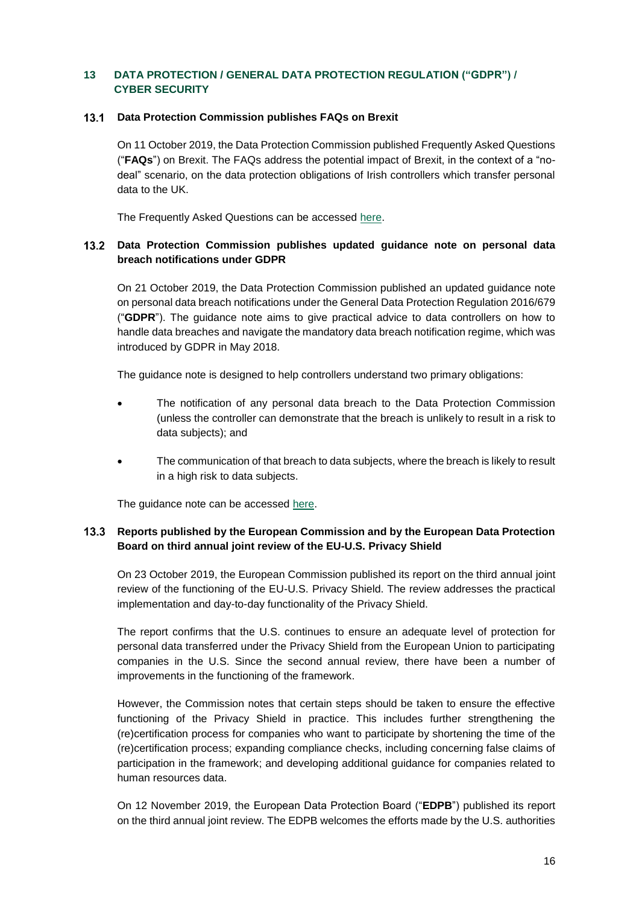## 13 DATA PROTECTION / GENERAL DATA PROTECTION REGULATION ("GDPR") / CYBER SECURITY

### 13.1 Data Protection Commission publishes FAQs on Brexit

On 11 October 2019, the Data Protection Commission published Frequently Asked Questions ("**FAQs**") on Brexit. The FAQs address the potential impact of Brexit, in the context of a "no-deal" scenario, on the data protection obligations of Irish controllers which transfer personal data to the UK.

The Frequently Asked Questions can be accessed here.

### 13.2 Data Protection Commission publishes updated guidance note on personal data breach notifications under GDPR

On 21 October 2019, the Data Protection Commission published an updated guidance note on personal data breach notifications under the General Data Protection Regulation 2016/679 ("**GDPR**"). The guidance note aims to give practical advice to data controllers on how to handle data breaches and navigate the mandatory data breach notification regime, which was introduced by GDPR in May 2018.

The guidance note is designed to help controllers understand two primary obligations:

- The notification of any personal data breach to the Data Protection Commission (unless the controller can demonstrate that the breach is unlikely to result in a risk to data subjects); and
- The communication of that breach to data subjects, where the breach is likely to result in a high risk to data subjects.

The guidance note can be accessed here.

### 13.3 Reports published by the European Commission and by the European Data Protection Board on third annual joint review of the EU-U.S. Privacy Shield

On 23 October 2019, the European Commission published its report on the third annual joint review of the functioning of the EU-U.S. Privacy Shield. The review addresses the practical implementation and day-to-day functionality of the Privacy Shield.

The report confirms that the U.S. continues to ensure an adequate level of protection for personal data transferred under the Privacy Shield from the European Union to participating companies in the U.S. Since the second annual review, there have been a number of improvements in the functioning of the framework.

However, the Commission notes that certain steps should be taken to ensure the effective functioning of the Privacy Shield in practice. This includes further strengthening the (re)certification process for companies who want to participate by shortening the time of the (re)certification process; expanding compliance checks, including concerning false claims of participation in the framework; and developing additional guidance for companies related to human resources data.

On 12 November 2019, the European Data Protection Board ("**EDPB**") published its report on the third annual joint review. The EDPB welcomes the efforts made by the U.S. authorities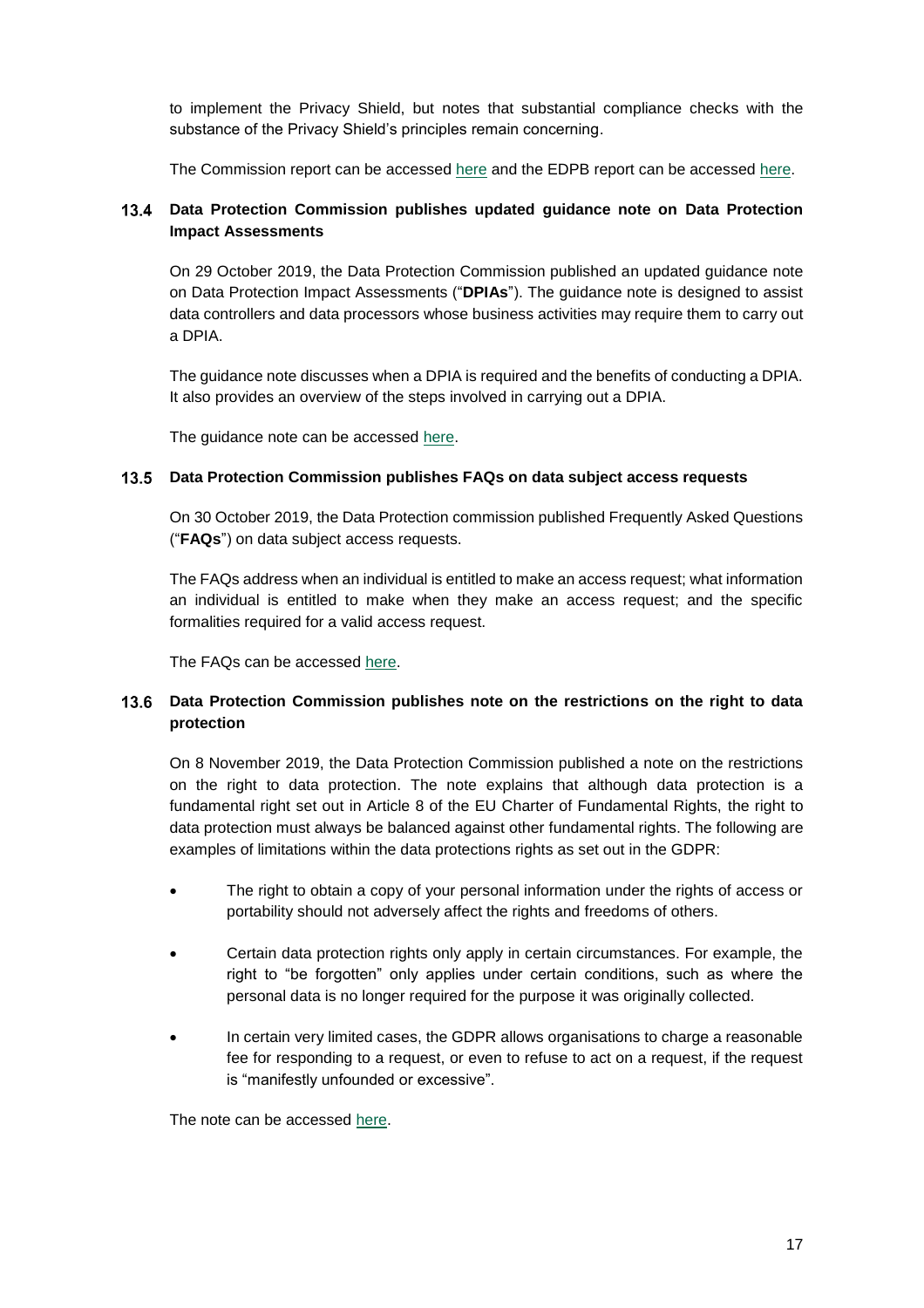to implement the Privacy Shield, but notes that substantial compliance checks with the substance of the Privacy Shield's principles remain concerning.

The Commission report can be accessed here and the EDPB report can be accessed here.

### 13.4 Data Protection Commission publishes updated guidance note on Data Protection Impact Assessments

On 29 October 2019, the Data Protection Commission published an updated guidance note on Data Protection Impact Assessments ("**DPIAs**"). The guidance note is designed to assist data controllers and data processors whose business activities may require them to carry out a DPIA.

The guidance note discusses when a DPIA is required and the benefits of conducting a DPIA. It also provides an overview of the steps involved in carrying out a DPIA.

The guidance note can be accessed here.

### 13.5 Data Protection Commission publishes FAQs on data subject access requests

On 30 October 2019, the Data Protection commission published Frequently Asked Questions ("**FAQs**") on data subject access requests.

The FAQs address when an individual is entitled to make an access request; what information an individual is entitled to make when they make an access request; and the specific formalities required for a valid access request.

The FAQs can be accessed here.

### 13.6 Data Protection Commission publishes note on the restrictions on the right to data protection

On 8 November 2019, the Data Protection Commission published a note on the restrictions on the right to data protection. The note explains that although data protection is a fundamental right set out in Article 8 of the EU Charter of Fundamental Rights, the right to data protection must always be balanced against other fundamental rights. The following are examples of limitations within the data protections rights as set out in the GDPR:

- The right to obtain a copy of your personal information under the rights of access or portability should not adversely affect the rights and freedoms of others.
- Certain data protection rights only apply in certain circumstances. For example, the right to "be forgotten" only applies under certain conditions, such as where the personal data is no longer required for the purpose it was originally collected.
- In certain very limited cases, the GDPR allows organisations to charge a reasonable fee for responding to a request, or even to refuse to act on a request, if the request is "manifestly unfounded or excessive".

The note can be accessed here.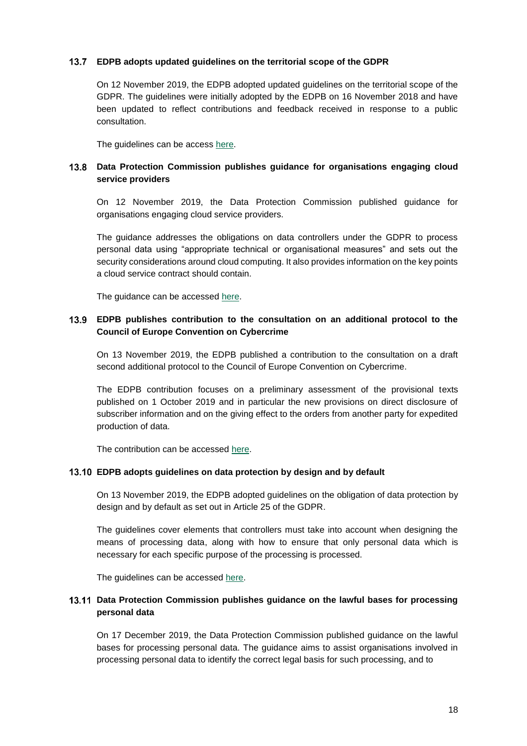### 13.7 EDPB adopts updated guidelines on the territorial scope of the GDPR

On 12 November 2019, the EDPB adopted updated guidelines on the territorial scope of the GDPR. The guidelines were initially adopted by the EDPB on 16 November 2018 and have been updated to reflect contributions and feedback received in response to a public consultation.

The guidelines can be access here.

### 13.8 Data Protection Commission publishes guidance for organisations engaging cloud service providers

On 12 November 2019, the Data Protection Commission published guidance for organisations engaging cloud service providers.

The guidance addresses the obligations on data controllers under the GDPR to process personal data using "appropriate technical or organisational measures" and sets out the security considerations around cloud computing. It also provides information on the key points a cloud service contract should contain.

The guidance can be accessed here.

### 13.9 EDPB publishes contribution to the consultation on an additional protocol to the Council of Europe Convention on Cybercrime

On 13 November 2019, the EDPB published a contribution to the consultation on a draft second additional protocol to the Council of Europe Convention on Cybercrime.

The EDPB contribution focuses on a preliminary assessment of the provisional texts published on 1 October 2019 and in particular the new provisions on direct disclosure of subscriber information and on the giving effect to the orders from another party for expedited production of data.

The contribution can be accessed here.

### 13.10 EDPB adopts guidelines on data protection by design and by default

On 13 November 2019, the EDPB adopted guidelines on the obligation of data protection by design and by default as set out in Article 25 of the GDPR.

The guidelines cover elements that controllers must take into account when designing the means of processing data, along with how to ensure that only personal data which is necessary for each specific purpose of the processing is processed.

The guidelines can be accessed here.

### 13.11 Data Protection Commission publishes guidance on the lawful bases for processing personal data

On 17 December 2019, the Data Protection Commission published guidance on the lawful bases for processing personal data. The guidance aims to assist organisations involved in processing personal data to identify the correct legal basis for such processing, and to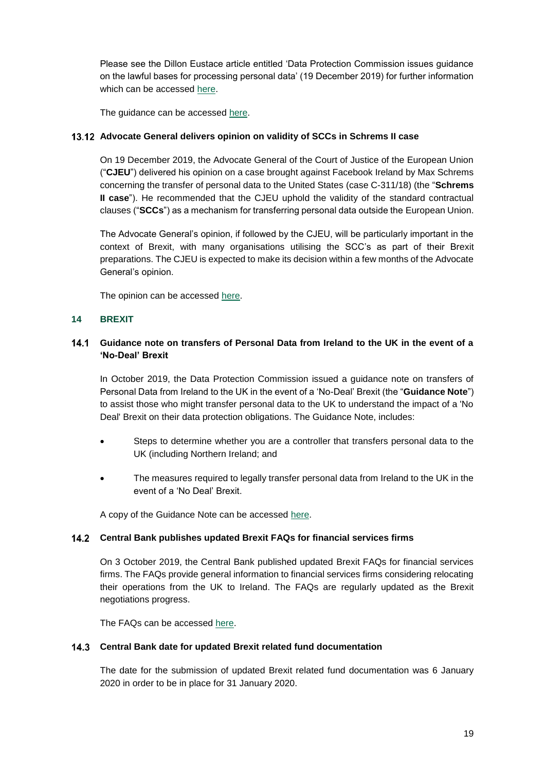Please see the Dillon Eustace article entitled 'Data Protection Commission issues guidance on the lawful bases for processing personal data' (19 December 2019) for further information which can be accessed here.

The guidance can be accessed here.

### 13.12 Advocate General delivers opinion on validity of SCCs in Schrems II case

On 19 December 2019, the Advocate General of the Court of Justice of the European Union ("**CJEU**") delivered his opinion on a case brought against Facebook Ireland by Max Schrems concerning the transfer of personal data to the United States (case C-311/18) (the "**Schrems II case**"). He recommended that the CJEU uphold the validity of the standard contractual clauses ("**SCCs**") as a mechanism for transferring personal data outside the European Union.

The Advocate General's opinion, if followed by the CJEU, will be particularly important in the context of Brexit, with many organisations utilising the SCC's as part of their Brexit preparations. The CJEU is expected to make its decision within a few months of the Advocate General's opinion.

The opinion can be accessed here.

## 14 BREXIT

### 14.1 Guidance note on transfers of Personal Data from Ireland to the UK in the event of a 'No-Deal' Brexit

In October 2019, the Data Protection Commission issued a guidance note on transfers of Personal Data from Ireland to the UK in the event of a 'No-Deal' Brexit (the "**Guidance Note**") to assist those who might transfer personal data to the UK to understand the impact of a 'No Deal' Brexit on their data protection obligations. The Guidance Note, includes:

- Steps to determine whether you are a controller that transfers personal data to the UK (including Northern Ireland; and
- The measures required to legally transfer personal data from Ireland to the UK in the event of a 'No Deal' Brexit.

A copy of the Guidance Note can be accessed here.

### 14.2 Central Bank publishes updated Brexit FAQs for financial services firms

On 3 October 2019, the Central Bank published updated Brexit FAQs for financial services firms. The FAQs provide general information to financial services firms considering relocating their operations from the UK to Ireland. The FAQs are regularly updated as the Brexit negotiations progress.

The FAQs can be accessed here.

### 14.3 Central Bank date for updated Brexit related fund documentation

The date for the submission of updated Brexit related fund documentation was 6 January 2020 in order to be in place for 31 January 2020.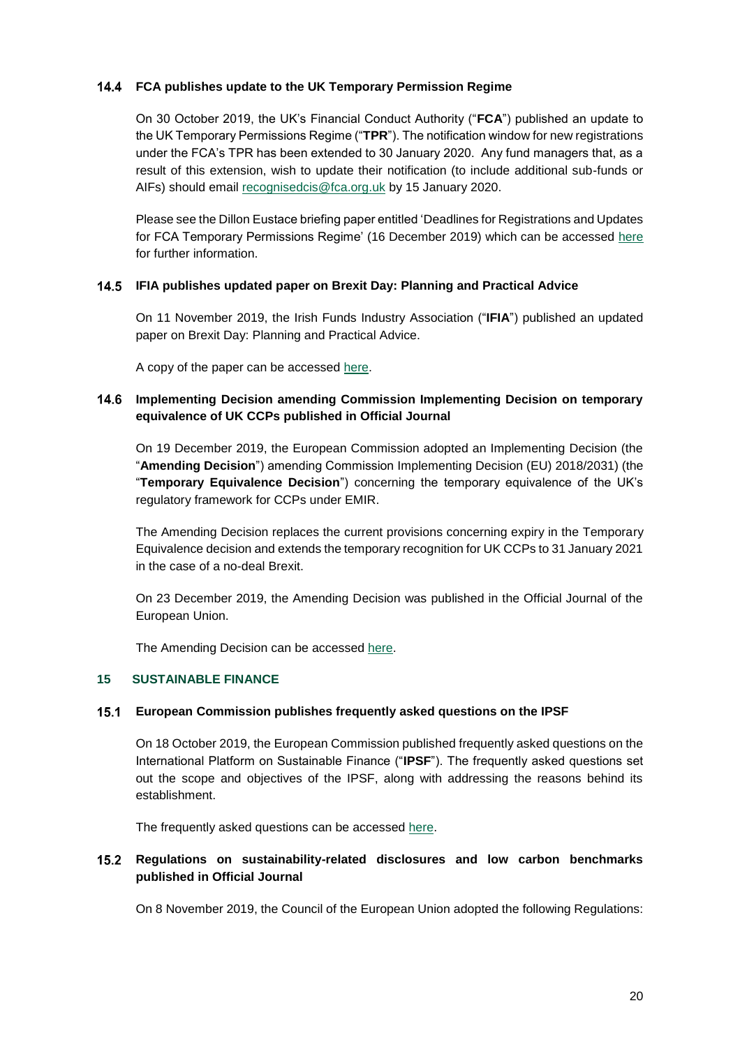### 14.4 FCA publishes update to the UK Temporary Permission Regime

On 30 October 2019, the UK's Financial Conduct Authority ("**FCA**") published an update to the UK Temporary Permissions Regime ("**TPR**"). The notification window for new registrations under the FCA's TPR has been extended to 30 January 2020. Any fund managers that, as a result of this extension, wish to update their notification (to include additional sub-funds or AIFs) should email recognisedcis@fca.org.uk by 15 January 2020.

Please see the Dillon Eustace briefing paper entitled 'Deadlines for Registrations and Updates for FCA Temporary Permissions Regime' (16 December 2019) which can be accessed here for further information.

### 14.5 IFIA publishes updated paper on Brexit Day: Planning and Practical Advice

On 11 November 2019, the Irish Funds Industry Association ("**IFIA**") published an updated paper on Brexit Day: Planning and Practical Advice.

A copy of the paper can be accessed here.

### 14.6 Implementing Decision amending Commission Implementing Decision on temporary equivalence of UK CCPs published in Official Journal

On 19 December 2019, the European Commission adopted an Implementing Decision (the "**Amending Decision**") amending Commission Implementing Decision (EU) 2018/2031) (the "**Temporary Equivalence Decision**") concerning the temporary equivalence of the UK's regulatory framework for CCPs under EMIR.

The Amending Decision replaces the current provisions concerning expiry in the Temporary Equivalence decision and extends the temporary recognition for UK CCPs to 31 January 2021 in the case of a no-deal Brexit.

On 23 December 2019, the Amending Decision was published in the Official Journal of the European Union.

The Amending Decision can be accessed here.

## 15 SUSTAINABLE FINANCE

### 15.1 European Commission publishes frequently asked questions on the IPSF

On 18 October 2019, the European Commission published frequently asked questions on the International Platform on Sustainable Finance ("**IPSF**"). The frequently asked questions set out the scope and objectives of the IPSF, along with addressing the reasons behind its establishment.

The frequently asked questions can be accessed here.

### 15.2 Regulations on sustainability-related disclosures and low carbon benchmarks published in Official Journal

On 8 November 2019, the Council of the European Union adopted the following Regulations: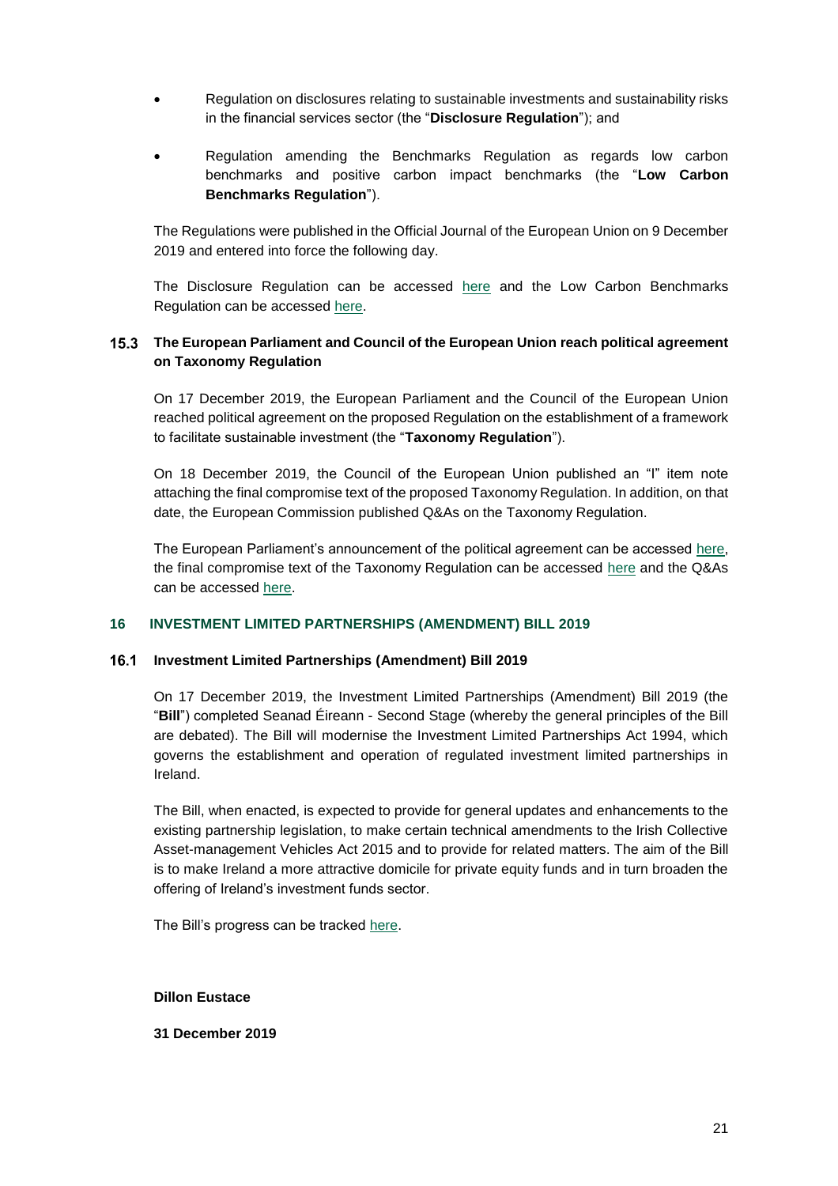- Regulation on disclosures relating to sustainable investments and sustainability risks in the financial services sector (the "**Disclosure Regulation**"); and
- Regulation amending the Benchmarks Regulation as regards low carbon benchmarks and positive carbon impact benchmarks (the "**Low Carbon Benchmarks Regulation**").

The Regulations were published in the Official Journal of the European Union on 9 December 2019 and entered into force the following day.

The Disclosure Regulation can be accessed here and the Low Carbon Benchmarks Regulation can be accessed here.

### 15.3 The European Parliament and Council of the European Union reach political agreement on Taxonomy Regulation

On 17 December 2019, the European Parliament and the Council of the European Union reached political agreement on the proposed Regulation on the establishment of a framework to facilitate sustainable investment (the "**Taxonomy Regulation**").

On 18 December 2019, the Council of the European Union published an "I" item note attaching the final compromise text of the proposed Taxonomy Regulation. In addition, on that date, the European Commission published Q&As on the Taxonomy Regulation.

The European Parliament's announcement of the political agreement can be accessed here, the final compromise text of the Taxonomy Regulation can be accessed here and the Q&As can be accessed here.

## 16 INVESTMENT LIMITED PARTNERSHIPS (AMENDMENT) BILL 2019

### 16.1 Investment Limited Partnerships (Amendment) Bill 2019

On 17 December 2019, the Investment Limited Partnerships (Amendment) Bill 2019 (the "**Bill**") completed Seanad Éireann - Second Stage (whereby the general principles of the Bill are debated). The Bill will modernise the Investment Limited Partnerships Act 1994, which governs the establishment and operation of regulated investment limited partnerships in Ireland.

The Bill, when enacted, is expected to provide for general updates and enhancements to the existing partnership legislation, to make certain technical amendments to the Irish Collective Asset-management Vehicles Act 2015 and to provide for related matters. The aim of the Bill is to make Ireland a more attractive domicile for private equity funds and in turn broaden the offering of Ireland's investment funds sector.

The Bill's progress can be tracked here.

**Dillon Eustace**

**31 December 2019**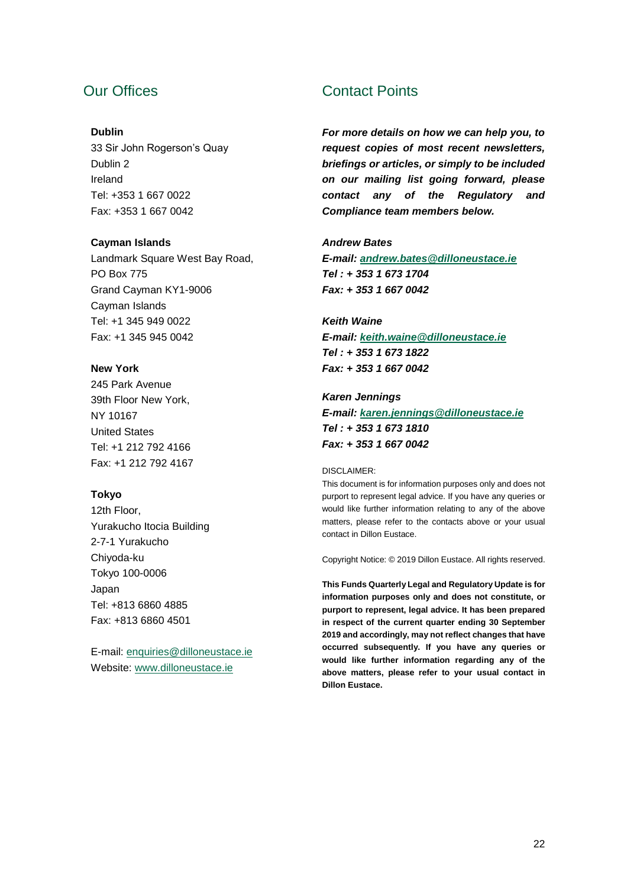## Our Offices

**Dublin**
33 Sir John Rogerson's Quay
Dublin 2
Ireland
Tel: +353 1 667 0022
Fax: +353 1 667 0042

**Cayman Islands**
Landmark Square West Bay Road,
PO Box 775
Grand Cayman KY1-9006
Cayman Islands
Tel: +1 345 949 0022
Fax: +1 345 945 0042

**New York**
245 Park Avenue
39th Floor New York,
NY 10167
United States
Tel: +1 212 792 4166
Fax: +1 212 792 4167

**Tokyo**
12th Floor,
Yurakucho Itocia Building
2-7-1 Yurakucho
Chiyoda-ku
Tokyo 100-0006
Japan
Tel: +813 6860 4885
Fax: +813 6860 4501

E-mail: enquiries@dilloneustace.ie
Website: www.dilloneustace.ie

## Contact Points

***For more details on how we can help you, to request copies of most recent newsletters, briefings or articles, or simply to be included on our mailing list going forward, please contact any of the Regulatory and Compliance team members below.***

***Andrew Bates***
***E-mail: andrew.bates@dilloneustace.ie***
***Tel : + 353 1 673 1704***
***Fax: + 353 1 667 0042***

***Keith Waine***
***E-mail: keith.waine@dilloneustace.ie***
***Tel : + 353 1 673 1822***
***Fax: + 353 1 667 0042***

***Karen Jennings***
***E-mail: karen.jennings@dilloneustace.ie***
***Tel : + 353 1 673 1810***
***Fax: + 353 1 667 0042***

DISCLAIMER:
This document is for information purposes only and does not purport to represent legal advice. If you have any queries or would like further information relating to any of the above matters, please refer to the contacts above or your usual contact in Dillon Eustace.

Copyright Notice: © 2019 Dillon Eustace. All rights reserved.

**This Funds Quarterly Legal and Regulatory Update is for information purposes only and does not constitute, or purport to represent, legal advice. It has been prepared in respect of the current quarter ending 30 September 2019 and accordingly, may not reflect changes that have occurred subsequently. If you have any queries or would like further information regarding any of the above matters, please refer to your usual contact in Dillon Eustace.**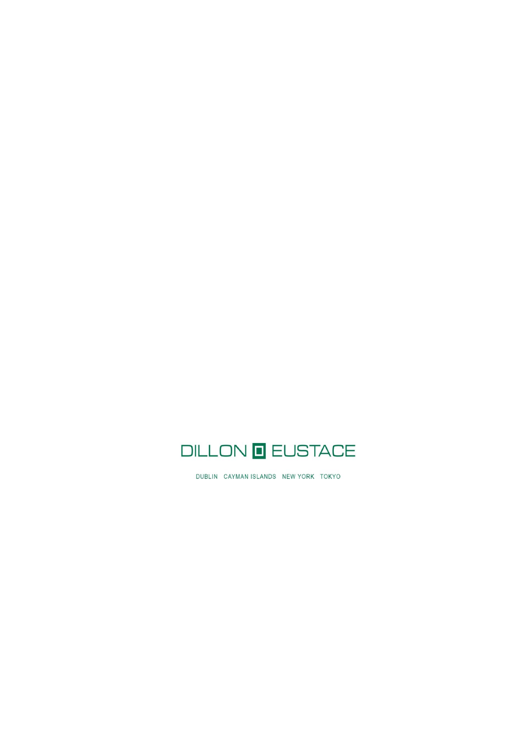DILLON EUSTACE

DUBLIN CAYMAN ISLANDS NEW YORK TOKYO